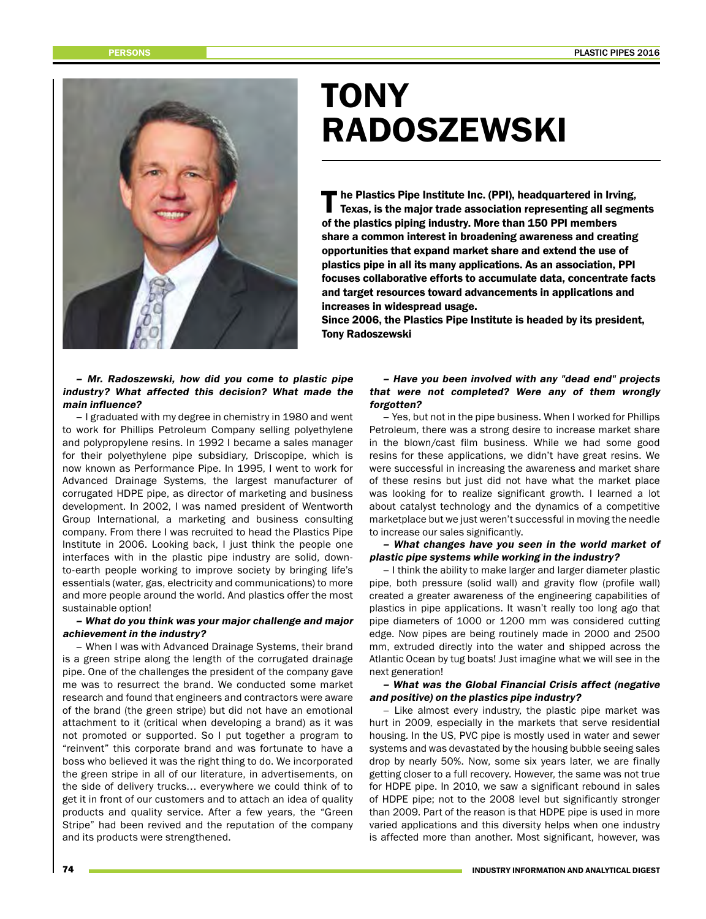# TONY RADOSZEWSKI

**The Plastics Pipe Institute Inc. (PPI), headquartered in Irving, Texas, is the major trade association representing all segments of the plastics piping industry. More than 150 PPI members share a common interest in broadening awareness and creating opportunities that expand market share and extend the use of plastics pipe in all its many applications. As an association, PPI focuses collaborative efforts to accumulate data, concentrate facts and target resources toward advancements in applications and increases in widespread usage.**

**Since 2006, the Plastics Pipe Institute is headed by its president, Tony Radoszewski**

***– Mr. Radoszewski, how did you come to plastic pipe industry? What affected this decision? What made the main influence?***

– I graduated with my degree in chemistry in 1980 and went to work for Phillips Petroleum Company selling polyethylene and polypropylene resins. In 1992 I became a sales manager for their polyethylene pipe subsidiary, Driscopipe, which is now known as Performance Pipe. In 1995, I went to work for Advanced Drainage Systems, the largest manufacturer of corrugated HDPE pipe, as director of marketing and business development. In 2002, I was named president of Wentworth Group International, a marketing and business consulting company. From there I was recruited to head the Plastics Pipe Institute in 2006. Looking back, I just think the people one interfaces with in the plastic pipe industry are solid, down-to-earth people working to improve society by bringing life's essentials (water, gas, electricity and communications) to more and more people around the world. And plastics offer the most sustainable option!

***– What do you think was your major challenge and major achievement in the industry?***

– When I was with Advanced Drainage Systems, their brand is a green stripe along the length of the corrugated drainage pipe. One of the challenges the president of the company gave me was to resurrect the brand. We conducted some market research and found that engineers and contractors were aware of the brand (the green stripe) but did not have an emotional attachment to it (critical when developing a brand) as it was not promoted or supported. So I put together a program to "reinvent" this corporate brand and was fortunate to have a boss who believed it was the right thing to do. We incorporated the green stripe in all of our literature, in advertisements, on the side of delivery trucks… everywhere we could think of to get it in front of our customers and to attach an idea of quality products and quality service. After a few years, the "Green Stripe" had been revived and the reputation of the company and its products were strengthened.

***– Have you been involved with any "dead end" projects that were not completed? Were any of them wrongly forgotten?***

– Yes, but not in the pipe business. When I worked for Phillips Petroleum, there was a strong desire to increase market share in the blown/cast film business. While we had some good resins for these applications, we didn't have great resins. We were successful in increasing the awareness and market share of these resins but just did not have what the market place was looking for to realize significant growth. I learned a lot about catalyst technology and the dynamics of a competitive marketplace but we just weren't successful in moving the needle to increase our sales significantly.

***– What changes have you seen in the world market of plastic pipe systems while working in the industry?***

– I think the ability to make larger and larger diameter plastic pipe, both pressure (solid wall) and gravity flow (profile wall) created a greater awareness of the engineering capabilities of plastics in pipe applications. It wasn't really too long ago that pipe diameters of 1000 or 1200 mm was considered cutting edge. Now pipes are being routinely made in 2000 and 2500 mm, extruded directly into the water and shipped across the Atlantic Ocean by tug boats! Just imagine what we will see in the next generation!

***– What was the Global Financial Crisis affect (negative and positive) on the plastics pipe industry?***

– Like almost every industry, the plastic pipe market was hurt in 2009, especially in the markets that serve residential housing. In the US, PVC pipe is mostly used in water and sewer systems and was devastated by the housing bubble seeing sales drop by nearly 50%. Now, some six years later, we are finally getting closer to a full recovery. However, the same was not true for HDPE pipe. In 2010, we saw a significant rebound in sales of HDPE pipe; not to the 2008 level but significantly stronger than 2009. Part of the reason is that HDPE pipe is used in more varied applications and this diversity helps when one industry is affected more than another. Most significant, however, was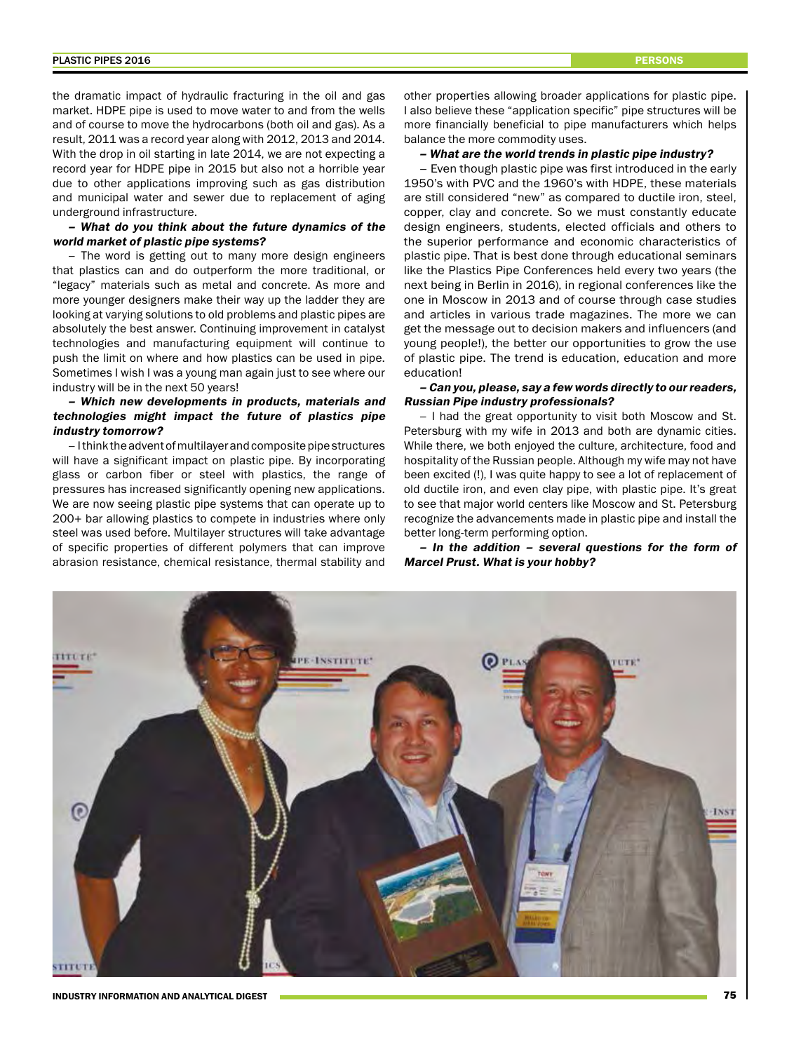the dramatic impact of hydraulic fracturing in the oil and gas market. HDPE pipe is used to move water to and from the wells and of course to move the hydrocarbons (both oil and gas). As a result, 2011 was a record year along with 2012, 2013 and 2014. With the drop in oil starting in late 2014, we are not expecting a record year for HDPE pipe in 2015 but also not a horrible year due to other applications improving such as gas distribution and municipal water and sewer due to replacement of aging underground infrastructure.

***– What do you think about the future dynamics of the world market of plastic pipe systems?***

– The word is getting out to many more design engineers that plastics can and do outperform the more traditional, or "legacy" materials such as metal and concrete. As more and more younger designers make their way up the ladder they are looking at varying solutions to old problems and plastic pipes are absolutely the best answer. Continuing improvement in catalyst technologies and manufacturing equipment will continue to push the limit on where and how plastics can be used in pipe. Sometimes I wish I was a young man again just to see where our industry will be in the next 50 years!

***– Which new developments in products, materials and technologies might impact the future of plastics pipe industry tomorrow?***

– I think the advent of multilayer and composite pipe structures will have a significant impact on plastic pipe. By incorporating glass or carbon fiber or steel with plastics, the range of pressures has increased significantly opening new applications. We are now seeing plastic pipe systems that can operate up to 200+ bar allowing plastics to compete in industries where only steel was used before. Multilayer structures will take advantage of specific properties of different polymers that can improve abrasion resistance, chemical resistance, thermal stability and other properties allowing broader applications for plastic pipe. I also believe these "application specific" pipe structures will be more financially beneficial to pipe manufacturers which helps balance the more commodity uses.

***– What are the world trends in plastic pipe industry?***

– Even though plastic pipe was first introduced in the early 1950's with PVC and the 1960's with HDPE, these materials are still considered "new" as compared to ductile iron, steel, copper, clay and concrete. So we must constantly educate design engineers, students, elected officials and others to the superior performance and economic characteristics of plastic pipe. That is best done through educational seminars like the Plastics Pipe Conferences held every two years (the next being in Berlin in 2016), in regional conferences like the one in Moscow in 2013 and of course through case studies and articles in various trade magazines. The more we can get the message out to decision makers and influencers (and young people!), the better our opportunities to grow the use of plastic pipe. The trend is education, education and more education!

***– Can you, please, say a few words directly to our readers, Russian Pipe industry professionals?***

– I had the great opportunity to visit both Moscow and St. Petersburg with my wife in 2013 and both are dynamic cities. While there, we both enjoyed the culture, architecture, food and hospitality of the Russian people. Although my wife may not have been excited (!), I was quite happy to see a lot of replacement of old ductile iron, and even clay pipe, with plastic pipe. It's great to see that major world centers like Moscow and St. Petersburg recognize the advancements made in plastic pipe and install the better long-term performing option.

***– In the addition – several questions for the form of Marcel Prust. What is your hobby?***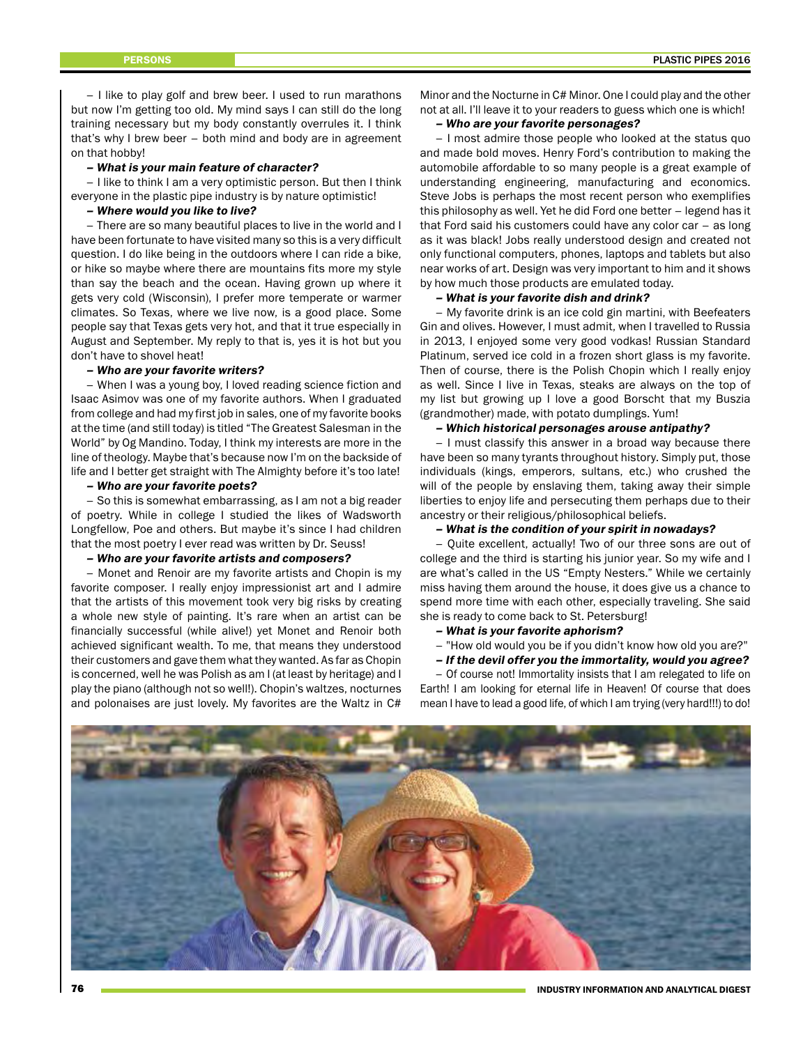– I like to play golf and brew beer. I used to run marathons but now I'm getting too old. My mind says I can still do the long training necessary but my body constantly overrules it. I think that's why I brew beer – both mind and body are in agreement on that hobby!

***– What is your main feature of character?***

– I like to think I am a very optimistic person. But then I think everyone in the plastic pipe industry is by nature optimistic!

***– Where would you like to live?***

– There are so many beautiful places to live in the world and I have been fortunate to have visited many so this is a very difficult question. I do like being in the outdoors where I can ride a bike, or hike so maybe where there are mountains fits more my style than say the beach and the ocean. Having grown up where it gets very cold (Wisconsin), I prefer more temperate or warmer climates. So Texas, where we live now, is a good place. Some people say that Texas gets very hot, and that it true especially in August and September. My reply to that is, yes it is hot but you don't have to shovel heat!

***– Who are your favorite writers?***

– When I was a young boy, I loved reading science fiction and Isaac Asimov was one of my favorite authors. When I graduated from college and had my first job in sales, one of my favorite books at the time (and still today) is titled "The Greatest Salesman in the World" by Og Mandino. Today, I think my interests are more in the line of theology. Maybe that's because now I'm on the backside of life and I better get straight with The Almighty before it's too late!

***– Who are your favorite poets?***

– So this is somewhat embarrassing, as I am not a big reader of poetry. While in college I studied the likes of Wadsworth Longfellow, Poe and others. But maybe it's since I had children that the most poetry I ever read was written by Dr. Seuss!

***– Who are your favorite artists and composers?***

– Monet and Renoir are my favorite artists and Chopin is my favorite composer. I really enjoy impressionist art and I admire that the artists of this movement took very big risks by creating a whole new style of painting. It's rare when an artist can be financially successful (while alive!) yet Monet and Renoir both achieved significant wealth. To me, that means they understood their customers and gave them what they wanted. As far as Chopin is concerned, well he was Polish as am I (at least by heritage) and I play the piano (although not so well!). Chopin's waltzes, nocturnes and polonaises are just lovely. My favorites are the Waltz in C# Minor and the Nocturne in C# Minor. One I could play and the other not at all. I'll leave it to your readers to guess which one is which!

***– Who are your favorite personages?***

– I most admire those people who looked at the status quo and made bold moves. Henry Ford's contribution to making the automobile affordable to so many people is a great example of understanding engineering, manufacturing and economics. Steve Jobs is perhaps the most recent person who exemplifies this philosophy as well. Yet he did Ford one better – legend has it that Ford said his customers could have any color car – as long as it was black! Jobs really understood design and created not only functional computers, phones, laptops and tablets but also near works of art. Design was very important to him and it shows by how much those products are emulated today.

***– What is your favorite dish and drink?***

– My favorite drink is an ice cold gin martini, with Beefeaters Gin and olives. However, I must admit, when I travelled to Russia in 2013, I enjoyed some very good vodkas! Russian Standard Platinum, served ice cold in a frozen short glass is my favorite. Then of course, there is the Polish Chopin which I really enjoy as well. Since I live in Texas, steaks are always on the top of my list but growing up I love a good Borscht that my Buszia (grandmother) made, with potato dumplings. Yum!

***– Which historical personages arouse antipathy?***

– I must classify this answer in a broad way because there have been so many tyrants throughout history. Simply put, those individuals (kings, emperors, sultans, etc.) who crushed the will of the people by enslaving them, taking away their simple liberties to enjoy life and persecuting them perhaps due to their ancestry or their religious/philosophical beliefs.

***– What is the condition of your spirit in nowadays?***

– Quite excellent, actually! Two of our three sons are out of college and the third is starting his junior year. So my wife and I are what's called in the US "Empty Nesters." While we certainly miss having them around the house, it does give us a chance to spend more time with each other, especially traveling. She said she is ready to come back to St. Petersburg!

***– What is your favorite aphorism?***

– "How old would you be if you didn't know how old you are?"

***– If the devil offer you the immortality, would you agree?***

– Of course not! Immortality insists that I am relegated to life on Earth! I am looking for eternal life in Heaven! Of course that does mean I have to lead a good life, of which I am trying (very hard!!!) to do!